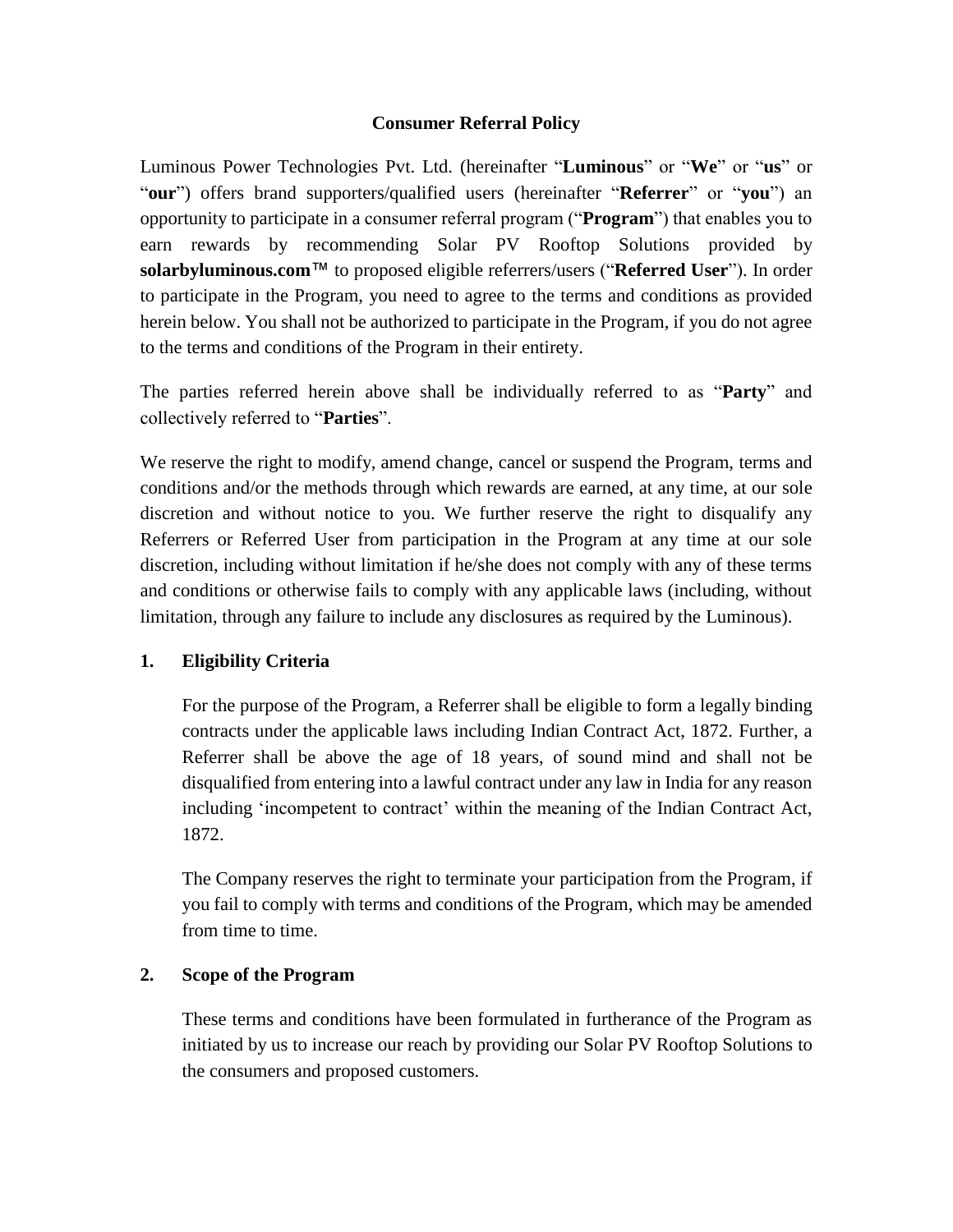# Consumer Referral Policy

Luminous Power Technologies Pvt. Ltd. (hereinafter "**Luminous**" or "**We**" or "**us**" or "**our**") offers brand supporters/qualified users (hereinafter "**Referrer**" or "**you**") an opportunity to participate in a consumer referral program ("**Program**") that enables you to earn rewards by recommending Solar PV Rooftop Solutions provided by **solarbyluminous.com**™ to proposed eligible referrers/users ("**Referred User**"). In order to participate in the Program, you need to agree to the terms and conditions as provided herein below. You shall not be authorized to participate in the Program, if you do not agree to the terms and conditions of the Program in their entirety.

The parties referred herein above shall be individually referred to as "**Party**" and collectively referred to "**Parties**".

We reserve the right to modify, amend change, cancel or suspend the Program, terms and conditions and/or the methods through which rewards are earned, at any time, at our sole discretion and without notice to you. We further reserve the right to disqualify any Referrers or Referred User from participation in the Program at any time at our sole discretion, including without limitation if he/she does not comply with any of these terms and conditions or otherwise fails to comply with any applicable laws (including, without limitation, through any failure to include any disclosures as required by the Luminous).

## 1. Eligibility Criteria

For the purpose of the Program, a Referrer shall be eligible to form a legally binding contracts under the applicable laws including Indian Contract Act, 1872. Further, a Referrer shall be above the age of 18 years, of sound mind and shall not be disqualified from entering into a lawful contract under any law in India for any reason including 'incompetent to contract' within the meaning of the Indian Contract Act, 1872.

The Company reserves the right to terminate your participation from the Program, if you fail to comply with terms and conditions of the Program, which may be amended from time to time.

## 2. Scope of the Program

These terms and conditions have been formulated in furtherance of the Program as initiated by us to increase our reach by providing our Solar PV Rooftop Solutions to the consumers and proposed customers.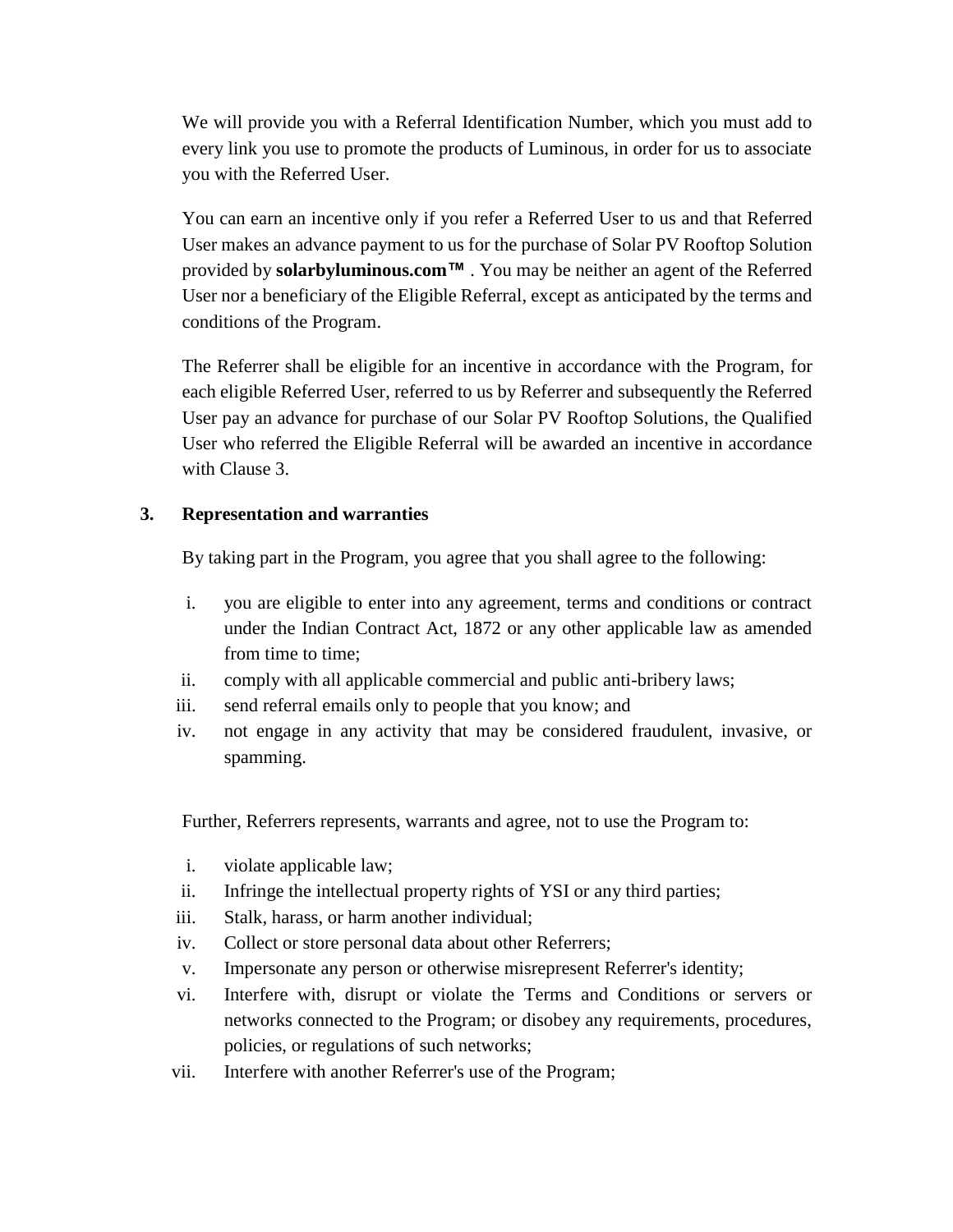We will provide you with a Referral Identification Number, which you must add to every link you use to promote the products of Luminous, in order for us to associate you with the Referred User.

You can earn an incentive only if you refer a Referred User to us and that Referred User makes an advance payment to us for the purchase of Solar PV Rooftop Solution provided by **solarbyluminous.com™** . You may be neither an agent of the Referred User nor a beneficiary of the Eligible Referral, except as anticipated by the terms and conditions of the Program.

The Referrer shall be eligible for an incentive in accordance with the Program, for each eligible Referred User, referred to us by Referrer and subsequently the Referred User pay an advance for purchase of our Solar PV Rooftop Solutions, the Qualified User who referred the Eligible Referral will be awarded an incentive in accordance with Clause 3.

## 3. Representation and warranties

By taking part in the Program, you agree that you shall agree to the following:

i. you are eligible to enter into any agreement, terms and conditions or contract under the Indian Contract Act, 1872 or any other applicable law as amended from time to time;
ii. comply with all applicable commercial and public anti-bribery laws;
iii. send referral emails only to people that you know; and
iv. not engage in any activity that may be considered fraudulent, invasive, or spamming.

Further, Referrers represents, warrants and agree, not to use the Program to:

i. violate applicable law;
ii. Infringe the intellectual property rights of YSI or any third parties;
iii. Stalk, harass, or harm another individual;
iv. Collect or store personal data about other Referrers;
v. Impersonate any person or otherwise misrepresent Referrer's identity;
vi. Interfere with, disrupt or violate the Terms and Conditions or servers or networks connected to the Program; or disobey any requirements, procedures, policies, or regulations of such networks;
vii. Interfere with another Referrer's use of the Program;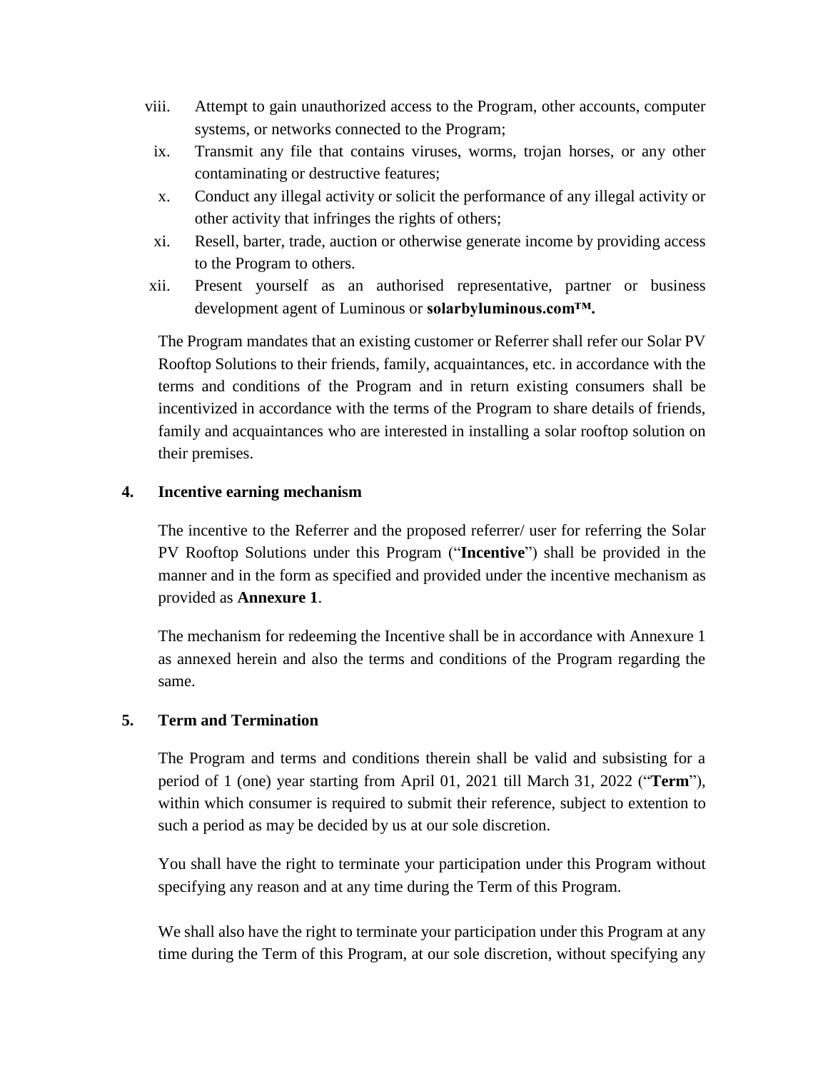viii. Attempt to gain unauthorized access to the Program, other accounts, computer systems, or networks connected to the Program;

ix. Transmit any file that contains viruses, worms, trojan horses, or any other contaminating or destructive features;

x. Conduct any illegal activity or solicit the performance of any illegal activity or other activity that infringes the rights of others;

xi. Resell, barter, trade, auction or otherwise generate income by providing access to the Program to others.

xii. Present yourself as an authorised representative, partner or business development agent of Luminous or **solarbyluminous.com™.**

The Program mandates that an existing customer or Referrer shall refer our Solar PV Rooftop Solutions to their friends, family, acquaintances, etc. in accordance with the terms and conditions of the Program and in return existing consumers shall be incentivized in accordance with the terms of the Program to share details of friends, family and acquaintances who are interested in installing a solar rooftop solution on their premises.

## 4. Incentive earning mechanism

The incentive to the Referrer and the proposed referrer/ user for referring the Solar PV Rooftop Solutions under this Program ("**Incentive**") shall be provided in the manner and in the form as specified and provided under the incentive mechanism as provided as **Annexure 1**.

The mechanism for redeeming the Incentive shall be in accordance with Annexure 1 as annexed herein and also the terms and conditions of the Program regarding the same.

## 5. Term and Termination

The Program and terms and conditions therein shall be valid and subsisting for a period of 1 (one) year starting from April 01, 2021 till March 31, 2022 ("**Term**"), within which consumer is required to submit their reference, subject to extention to such a period as may be decided by us at our sole discretion.

You shall have the right to terminate your participation under this Program without specifying any reason and at any time during the Term of this Program.

We shall also have the right to terminate your participation under this Program at any time during the Term of this Program, at our sole discretion, without specifying any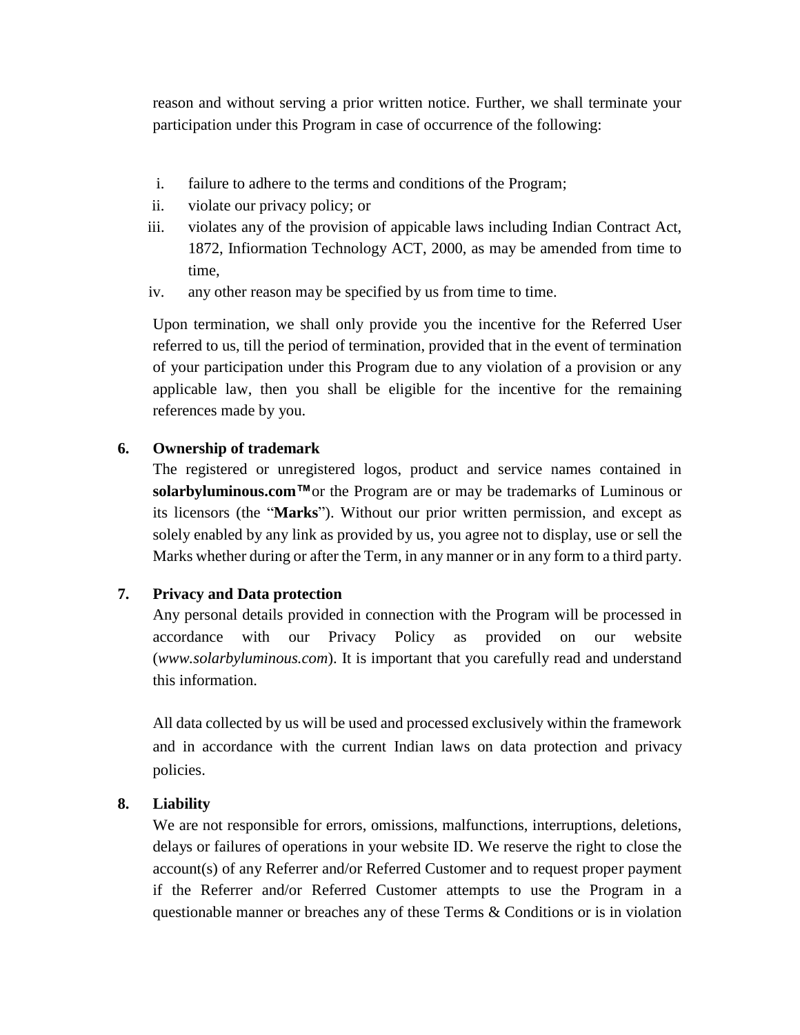reason and without serving a prior written notice. Further, we shall terminate your participation under this Program in case of occurrence of the following:

i. failure to adhere to the terms and conditions of the Program;
ii. violate our privacy policy; or
iii. violates any of the provision of appicable laws including Indian Contract Act, 1872, Infiormation Technology ACT, 2000, as may be amended from time to time,
iv. any other reason may be specified by us from time to time.

Upon termination, we shall only provide you the incentive for the Referred User referred to us, till the period of termination, provided that in the event of termination of your participation under this Program due to any violation of a provision or any applicable law, then you shall be eligible for the incentive for the remaining references made by you.

**6. Ownership of trademark**

The registered or unregistered logos, product and service names contained in **solarbyluminous.com™** or the Program are or may be trademarks of Luminous or its licensors (the "**Marks**"). Without our prior written permission, and except as solely enabled by any link as provided by us, you agree not to display, use or sell the Marks whether during or after the Term, in any manner or in any form to a third party.

**7. Privacy and Data protection**

Any personal details provided in connection with the Program will be processed in accordance with our Privacy Policy as provided on our website (*www.solarbyluminous.com*). It is important that you carefully read and understand this information.

All data collected by us will be used and processed exclusively within the framework and in accordance with the current Indian laws on data protection and privacy policies.

**8. Liability**

We are not responsible for errors, omissions, malfunctions, interruptions, deletions, delays or failures of operations in your website ID. We reserve the right to close the account(s) of any Referrer and/or Referred Customer and to request proper payment if the Referrer and/or Referred Customer attempts to use the Program in a questionable manner or breaches any of these Terms & Conditions or is in violation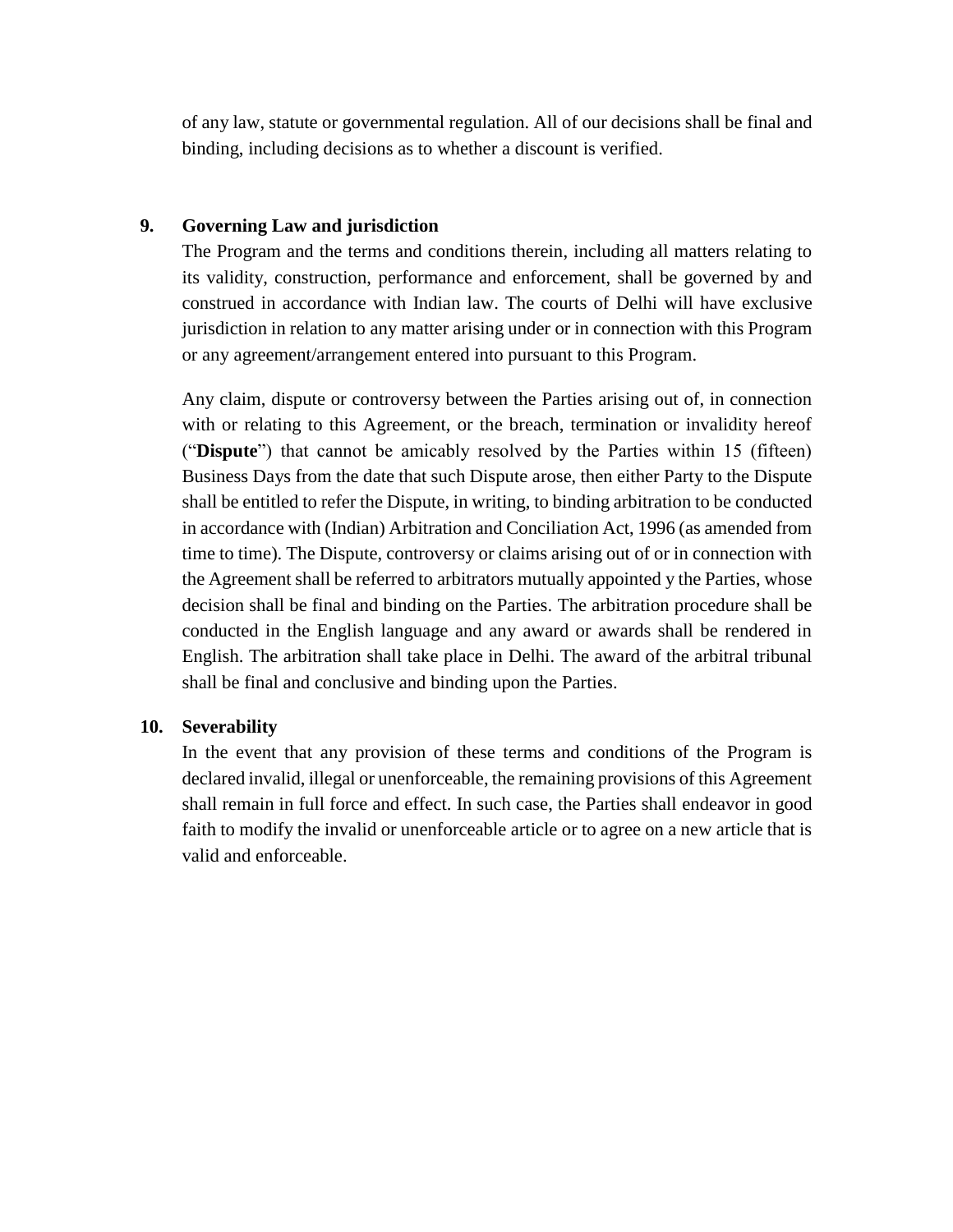of any law, statute or governmental regulation. All of our decisions shall be final and binding, including decisions as to whether a discount is verified.

**9. Governing Law and jurisdiction**

The Program and the terms and conditions therein, including all matters relating to its validity, construction, performance and enforcement, shall be governed by and construed in accordance with Indian law. The courts of Delhi will have exclusive jurisdiction in relation to any matter arising under or in connection with this Program or any agreement/arrangement entered into pursuant to this Program.

Any claim, dispute or controversy between the Parties arising out of, in connection with or relating to this Agreement, or the breach, termination or invalidity hereof ("**Dispute**") that cannot be amicably resolved by the Parties within 15 (fifteen) Business Days from the date that such Dispute arose, then either Party to the Dispute shall be entitled to refer the Dispute, in writing, to binding arbitration to be conducted in accordance with (Indian) Arbitration and Conciliation Act, 1996 (as amended from time to time). The Dispute, controversy or claims arising out of or in connection with the Agreement shall be referred to arbitrators mutually appointed y the Parties, whose decision shall be final and binding on the Parties. The arbitration procedure shall be conducted in the English language and any award or awards shall be rendered in English. The arbitration shall take place in Delhi. The award of the arbitral tribunal shall be final and conclusive and binding upon the Parties.

**10. Severability**

In the event that any provision of these terms and conditions of the Program is declared invalid, illegal or unenforceable, the remaining provisions of this Agreement shall remain in full force and effect. In such case, the Parties shall endeavor in good faith to modify the invalid or unenforceable article or to agree on a new article that is valid and enforceable.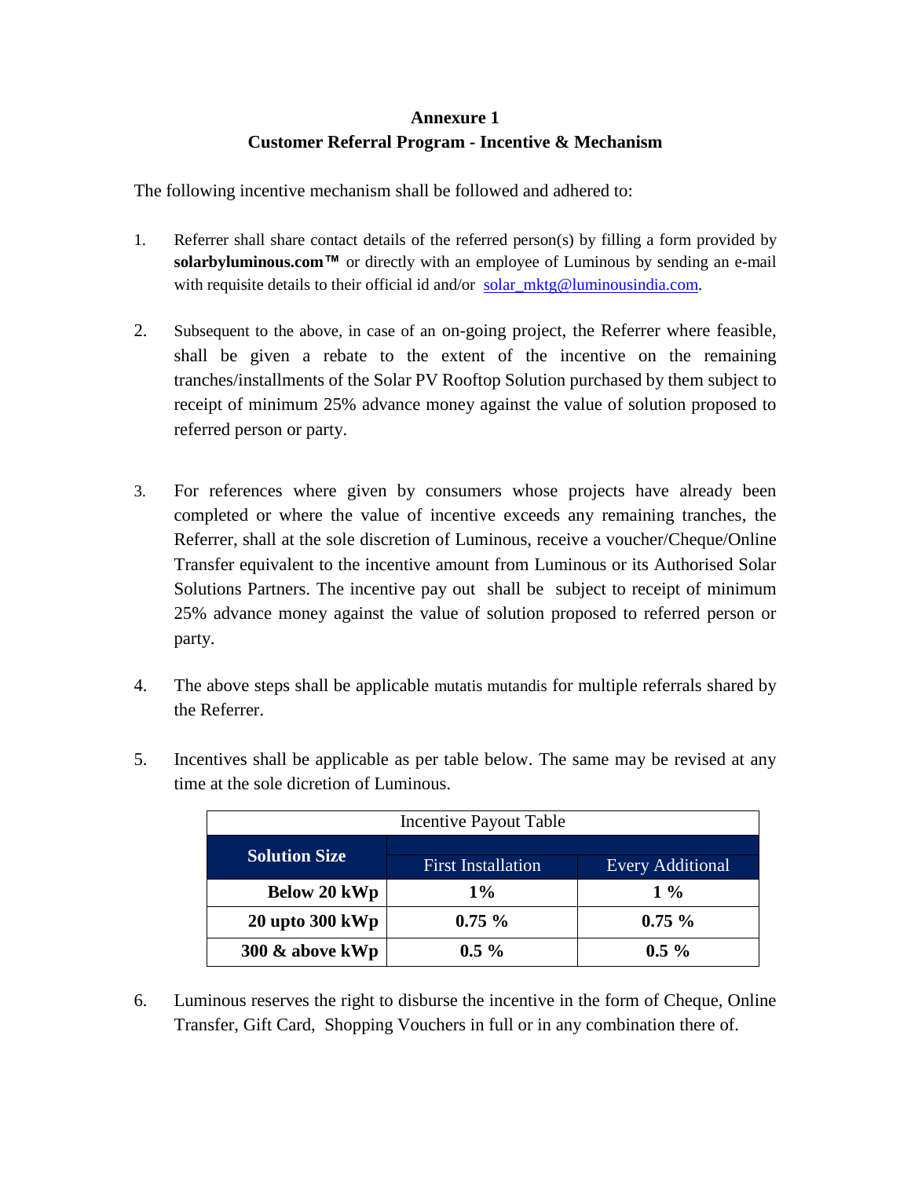**Annexure 1**

**Customer Referral Program - Incentive & Mechanism**

The following incentive mechanism shall be followed and adhered to:

1. Referrer shall share contact details of the referred person(s) by filling a form provided by **solarbyluminous.com™** or directly with an employee of Luminous by sending an e-mail with requisite details to their official id and/or solar_mktg@luminousindia.com.

2. Subsequent to the above, in case of an on-going project, the Referrer where feasible, shall be given a rebate to the extent of the incentive on the remaining tranches/installments of the Solar PV Rooftop Solution purchased by them subject to receipt of minimum 25% advance money against the value of solution proposed to referred person or party.

3. For references where given by consumers whose projects have already been completed or where the value of incentive exceeds any remaining tranches, the Referrer, shall at the sole discretion of Luminous, receive a voucher/Cheque/Online Transfer equivalent to the incentive amount from Luminous or its Authorised Solar Solutions Partners. The incentive pay out shall be subject to receipt of minimum 25% advance money against the value of solution proposed to referred person or party.

4. The above steps shall be applicable mutatis mutandis for multiple referrals shared by the Referrer.

5. Incentives shall be applicable as per table below. The same may be revised at any time at the sole dicretion of Luminous.

| Incentive Payout Table | | |
|---|---|---|
| **Solution Size** | First Installation | Every Additional |
| **Below 20 kWp** | **1%** | **1 %** |
| **20 upto 300 kWp** | **0.75 %** | **0.75 %** |
| **300 & above kWp** | **0.5 %** | **0.5 %** |

6. Luminous reserves the right to disburse the incentive in the form of Cheque, Online Transfer, Gift Card, Shopping Vouchers in full or in any combination there of.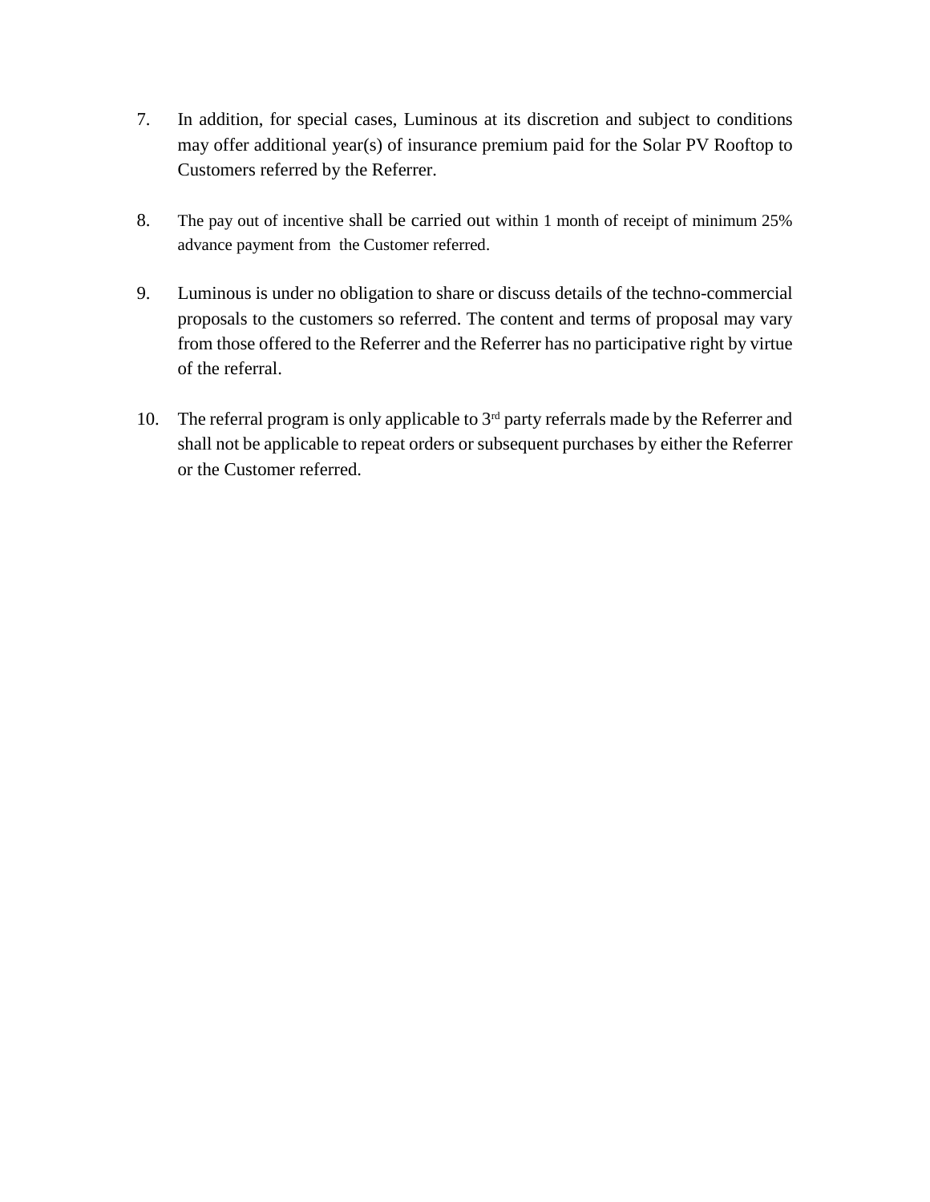7. In addition, for special cases, Luminous at its discretion and subject to conditions may offer additional year(s) of insurance premium paid for the Solar PV Rooftop to Customers referred by the Referrer.

8. The pay out of incentive shall be carried out within 1 month of receipt of minimum 25% advance payment from the Customer referred.

9. Luminous is under no obligation to share or discuss details of the techno-commercial proposals to the customers so referred. The content and terms of proposal may vary from those offered to the Referrer and the Referrer has no participative right by virtue of the referral.

10. The referral program is only applicable to 3rd party referrals made by the Referrer and shall not be applicable to repeat orders or subsequent purchases by either the Referrer or the Customer referred.